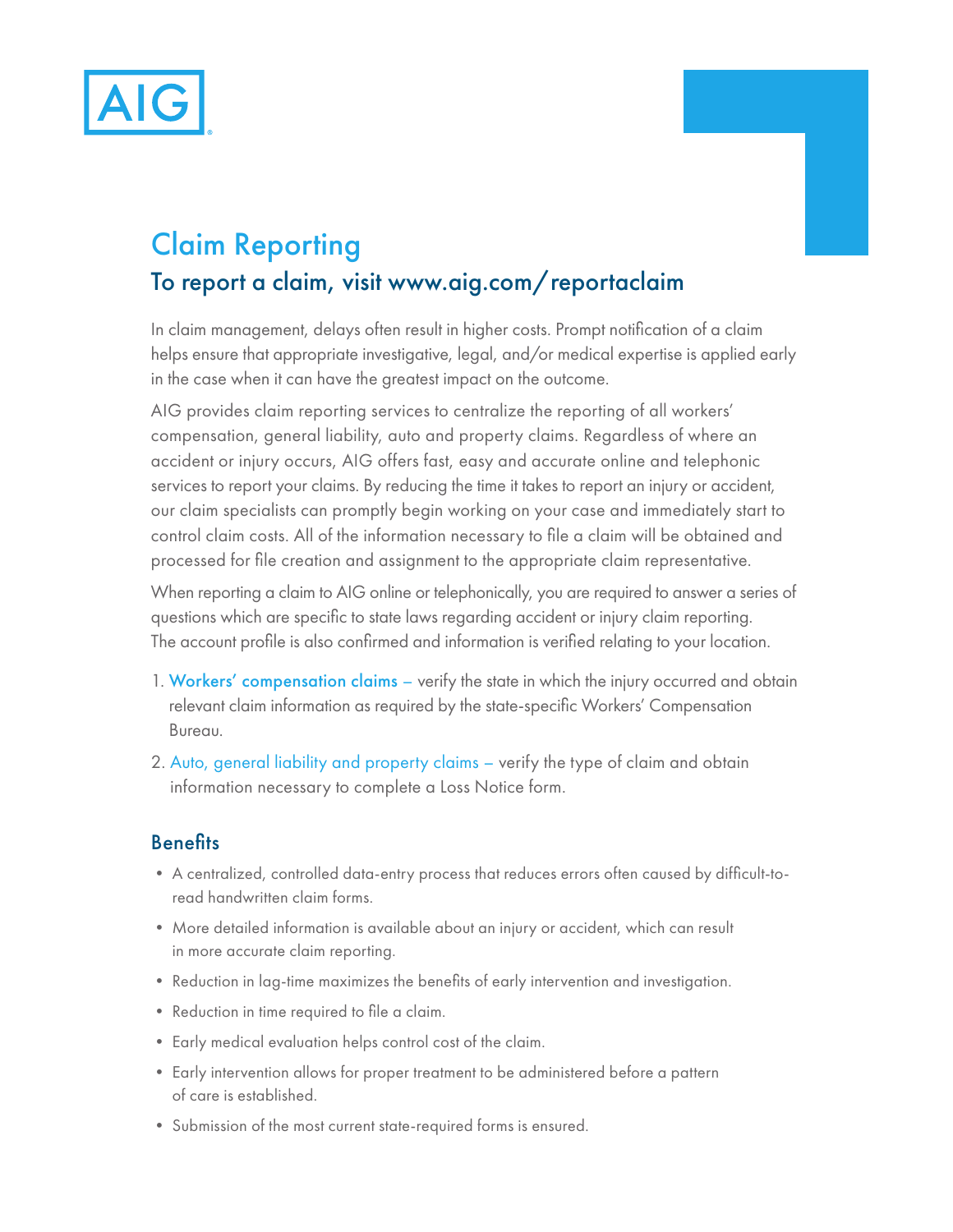# Claim Reporting

## To report a claim, visit www.aig.com/reportaclaim

In claim management, delays often result in higher costs. Prompt notification of a claim helps ensure that appropriate investigative, legal, and/or medical expertise is applied early in the case when it can have the greatest impact on the outcome.

AIG provides claim reporting services to centralize the reporting of all workers' compensation, general liability, auto and property claims. Regardless of where an accident or injury occurs, AIG offers fast, easy and accurate online and telephonic services to report your claims. By reducing the time it takes to report an injury or accident, our claim specialists can promptly begin working on your case and immediately start to control claim costs. All of the information necessary to file a claim will be obtained and processed for file creation and assignment to the appropriate claim representative.

When reporting a claim to AIG online or telephonically, you are required to answer a series of questions which are specific to state laws regarding accident or injury claim reporting. The account profile is also confirmed and information is verified relating to your location.

1. Workers' compensation claims – verify the state in which the injury occurred and obtain relevant claim information as required by the state-specific Workers' Compensation Bureau.
2. Auto, general liability and property claims – verify the type of claim and obtain information necessary to complete a Loss Notice form.

### Benefits

- A centralized, controlled data-entry process that reduces errors often caused by difficult-to-read handwritten claim forms.
- More detailed information is available about an injury or accident, which can result in more accurate claim reporting.
- Reduction in lag-time maximizes the benefits of early intervention and investigation.
- Reduction in time required to file a claim.
- Early medical evaluation helps control cost of the claim.
- Early intervention allows for proper treatment to be administered before a pattern of care is established.
- Submission of the most current state-required forms is ensured.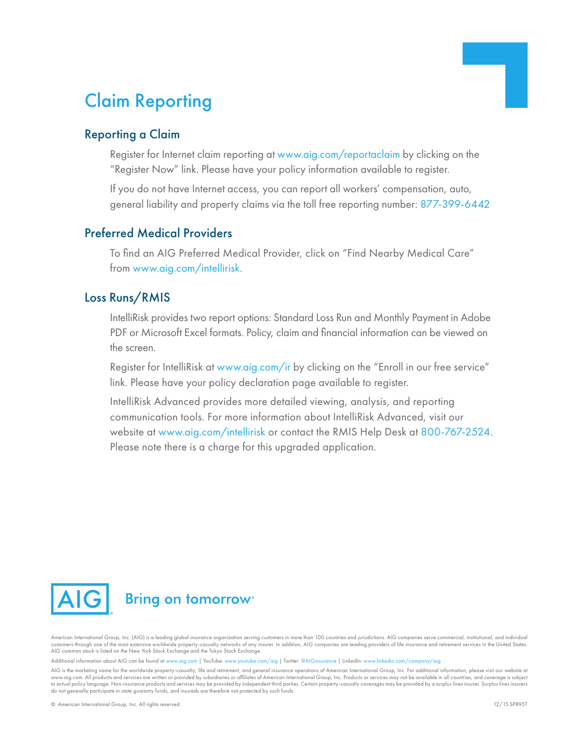# Claim Reporting

## Reporting a Claim

Register for Internet claim reporting at www.aig.com/reportaclaim by clicking on the "Register Now" link. Please have your policy information available to register.

If you do not have Internet access, you can report all workers' compensation, auto, general liability and property claims via the toll free reporting number: 877-399-6442

## Preferred Medical Providers

To find an AIG Preferred Medical Provider, click on "Find Nearby Medical Care" from www.aig.com/intellirisk.

## Loss Runs/RMIS

IntelliRisk provides two report options: Standard Loss Run and Monthly Payment in Adobe PDF or Microsoft Excel formats. Policy, claim and financial information can be viewed on the screen.

Register for IntelliRisk at www.aig.com/ir by clicking on the "Enroll in our free service" link. Please have your policy declaration page available to register.

IntelliRisk Advanced provides more detailed viewing, analysis, and reporting communication tools. For more information about IntelliRisk Advanced, visit our website at www.aig.com/intellirisk or contact the RMIS Help Desk at 800-767-2524. Please note there is a charge for this upgraded application.

AIG Bring on tomorrow®

American International Group, Inc. (AIG) is a leading global insurance organization serving customers in more than 100 countries and jurisdictions. AIG companies serve commercial, institutional, and individual customers through one of the most extensive worldwide property-casualty networks of any insurer. In addition, AIG companies are leading providers of life insurance and retirement services in the United States. AIG common stock is listed on the New York Stock Exchange and the Tokyo Stock Exchange.

Additional information about AIG can be found at www.aig.com | YouTube: www.youtube.com/aig | Twitter: @AIGinsurance | LinkedIn: www.linkedin.com/company/aig

AIG is the marketing name for the worldwide property-casualty, life and retirement, and general insurance operations of American International Group, Inc. For additional information, please visit our website at www.aig.com. All products and services are written or provided by subsidiaries or affiliates of American International Group, Inc. Products or services may not be available in all countries, and coverage is subject to actual policy language. Non-insurance products and services may be provided by independent third parties. Certain property-casualty coverages may be provided by a surplus lines insurer. Surplus lines insurers do not generally participate in state guaranty funds, and insureds are therefore not protected by such funds.

© American International Group, Inc. All rights reserved.

12/15 SP895T